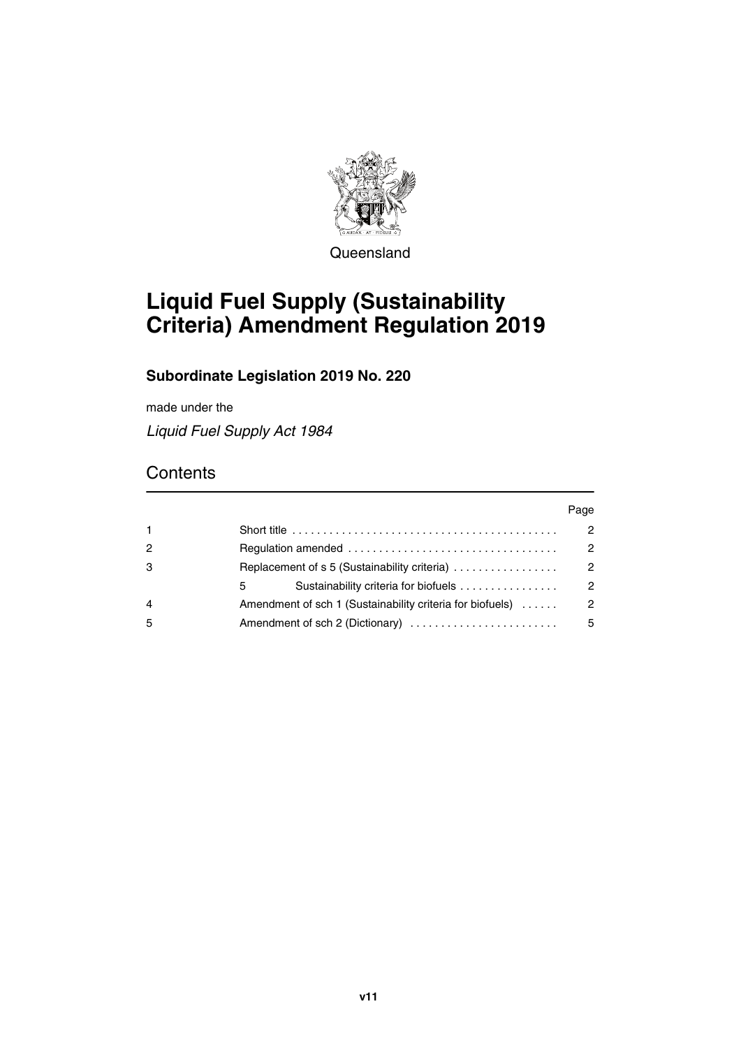Queensland

# Liquid Fuel Supply (Sustainability Criteria) Amendment Regulation 2019

## Subordinate Legislation 2019 No. 220

made under the

*Liquid Fuel Supply Act 1984*

## Contents

| | | Page |
|---|---|---|
| 1 | Short title | 2 |
| 2 | Regulation amended | 2 |
| 3 | Replacement of s 5 (Sustainability criteria) | 2 |
| | 5 Sustainability criteria for biofuels | 2 |
| 4 | Amendment of sch 1 (Sustainability criteria for biofuels) | 2 |
| 5 | Amendment of sch 2 (Dictionary) | 5 |

v11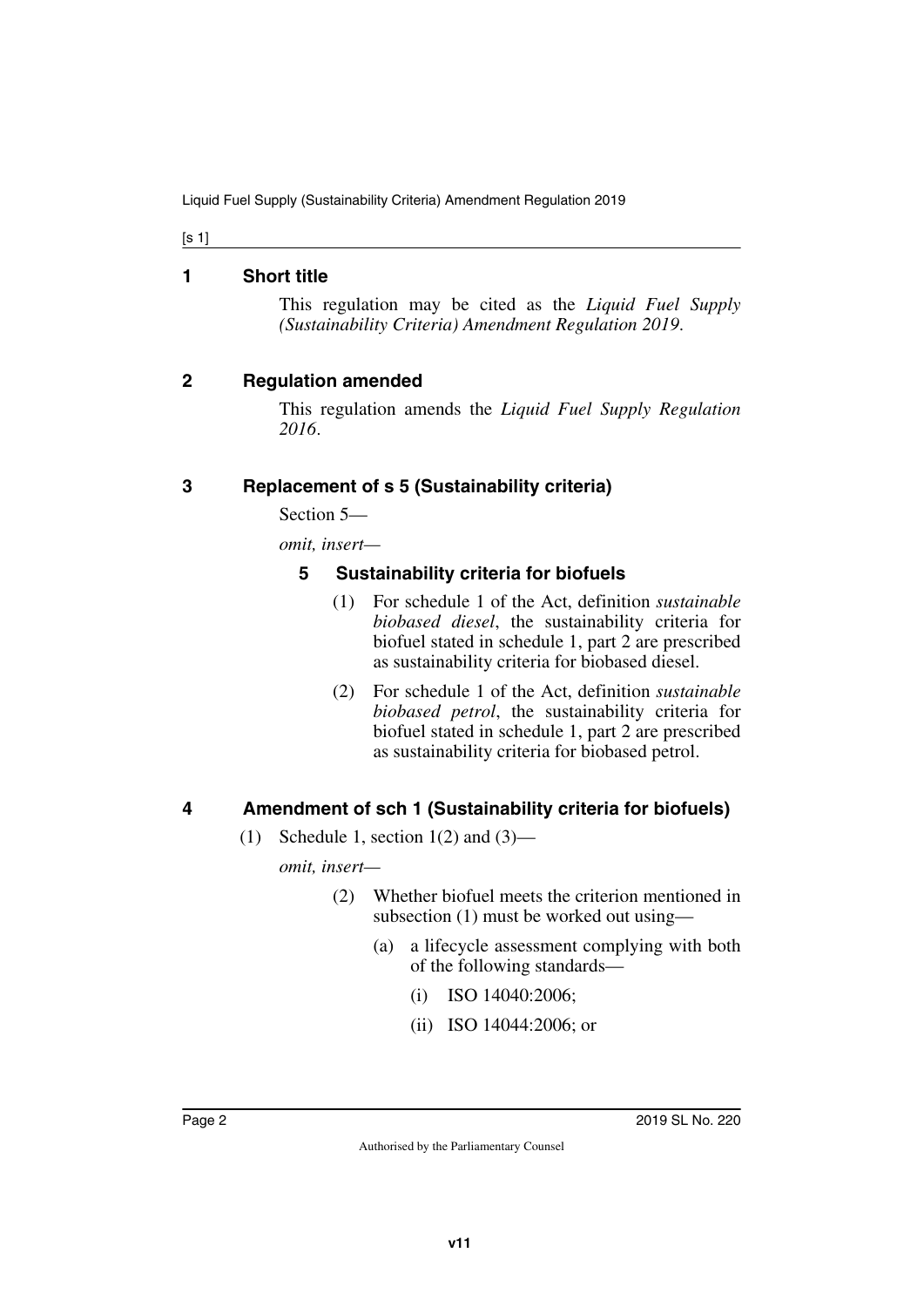## 1 Short title

This regulation may be cited as the *Liquid Fuel Supply (Sustainability Criteria) Amendment Regulation 2019*.

## 2 Regulation amended

This regulation amends the *Liquid Fuel Supply Regulation 2016*.

## 3 Replacement of s 5 (Sustainability criteria)

Section 5—

*omit, insert—*

### 5 Sustainability criteria for biofuels

(1) For schedule 1 of the Act, definition *sustainable biobased diesel*, the sustainability criteria for biofuel stated in schedule 1, part 2 are prescribed as sustainability criteria for biobased diesel.

(2) For schedule 1 of the Act, definition *sustainable biobased petrol*, the sustainability criteria for biofuel stated in schedule 1, part 2 are prescribed as sustainability criteria for biobased petrol.

## 4 Amendment of sch 1 (Sustainability criteria for biofuels)

(1) Schedule 1, section 1(2) and (3)—

*omit, insert—*

(2) Whether biofuel meets the criterion mentioned in subsection (1) must be worked out using—

(a) a lifecycle assessment complying with both of the following standards—

(i) ISO 14040:2006;

(ii) ISO 14044:2006; or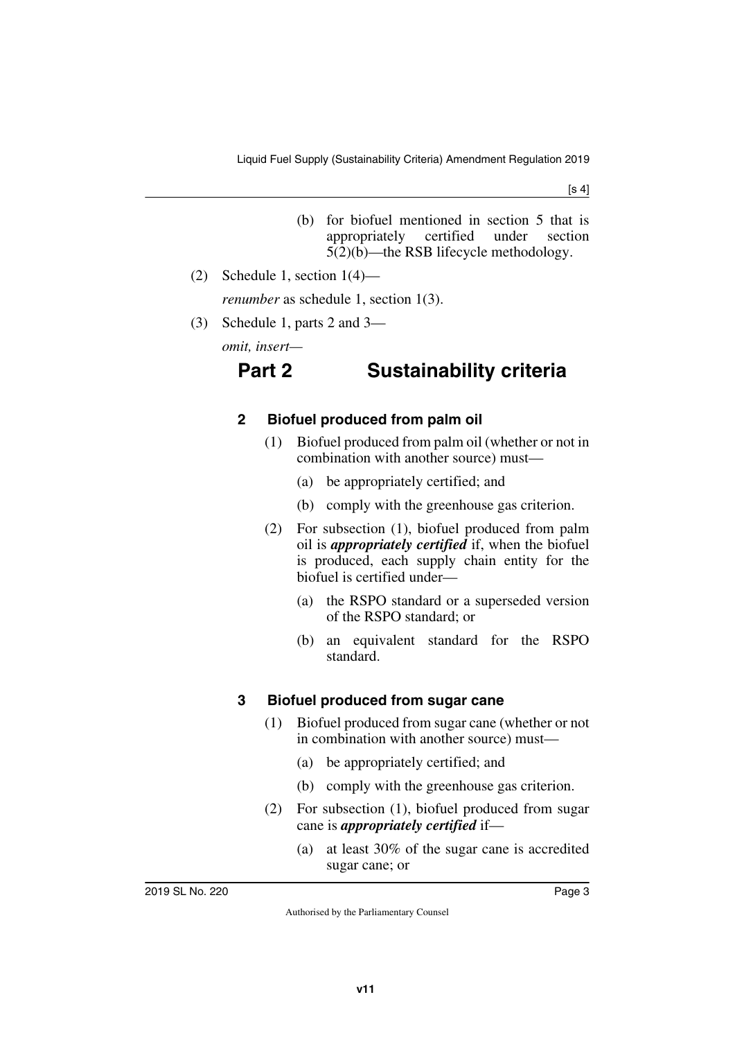(b) for biofuel mentioned in section 5 that is appropriately certified under section 5(2)(b)—the RSB lifecycle methodology.

(2) Schedule 1, section 1(4)—

*renumber* as schedule 1, section 1(3).

(3) Schedule 1, parts 2 and 3—

*omit, insert*—

## Part 2 Sustainability criteria

### 2 Biofuel produced from palm oil

(1) Biofuel produced from palm oil (whether or not in combination with another source) must—

(a) be appropriately certified; and

(b) comply with the greenhouse gas criterion.

(2) For subsection (1), biofuel produced from palm oil is ***appropriately certified*** if, when the biofuel is produced, each supply chain entity for the biofuel is certified under—

(a) the RSPO standard or a superseded version of the RSPO standard; or

(b) an equivalent standard for the RSPO standard.

### 3 Biofuel produced from sugar cane

(1) Biofuel produced from sugar cane (whether or not in combination with another source) must—

(a) be appropriately certified; and

(b) comply with the greenhouse gas criterion.

(2) For subsection (1), biofuel produced from sugar cane is ***appropriately certified*** if—

(a) at least 30% of the sugar cane is accredited sugar cane; or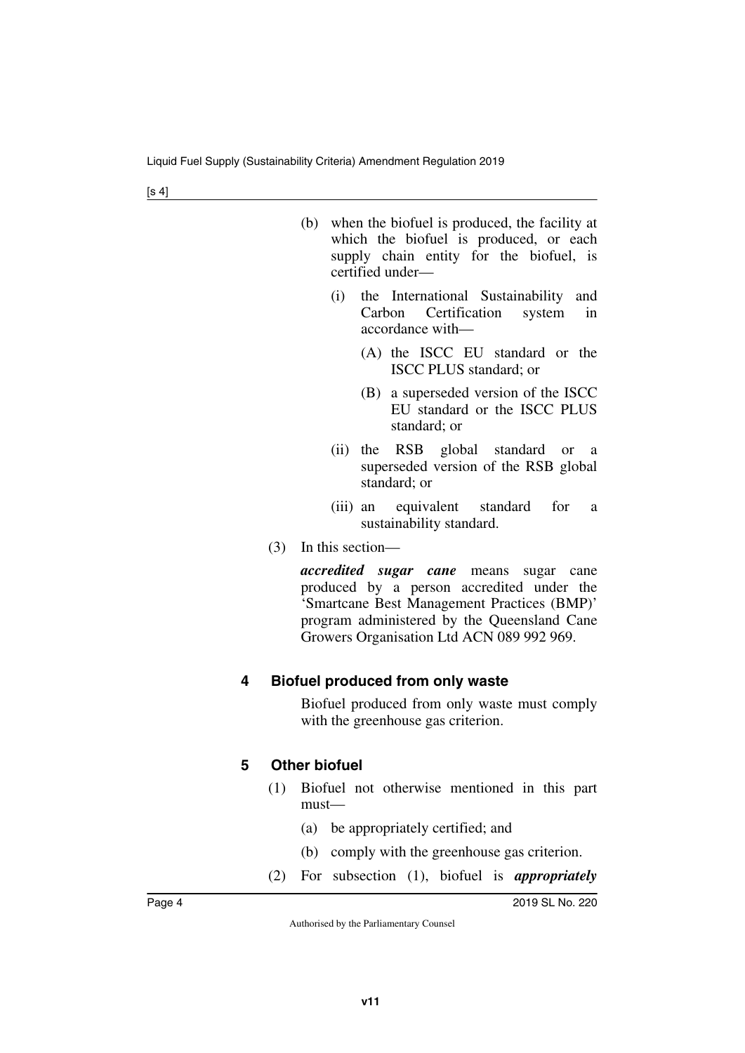(b) when the biofuel is produced, the facility at which the biofuel is produced, or each supply chain entity for the biofuel, is certified under—

(i) the International Sustainability and Carbon Certification system in accordance with—

(A) the ISCC EU standard or the ISCC PLUS standard; or

(B) a superseded version of the ISCC EU standard or the ISCC PLUS standard; or

(ii) the RSB global standard or a superseded version of the RSB global standard; or

(iii) an equivalent standard for a sustainability standard.

(3) In this section—

***accredited sugar cane*** means sugar cane produced by a person accredited under the 'Smartcane Best Management Practices (BMP)' program administered by the Queensland Cane Growers Organisation Ltd ACN 089 992 969.

### 4 Biofuel produced from only waste

Biofuel produced from only waste must comply with the greenhouse gas criterion.

### 5 Other biofuel

(1) Biofuel not otherwise mentioned in this part must—

(a) be appropriately certified; and

(b) comply with the greenhouse gas criterion.

(2) For subsection (1), biofuel is ***appropriately***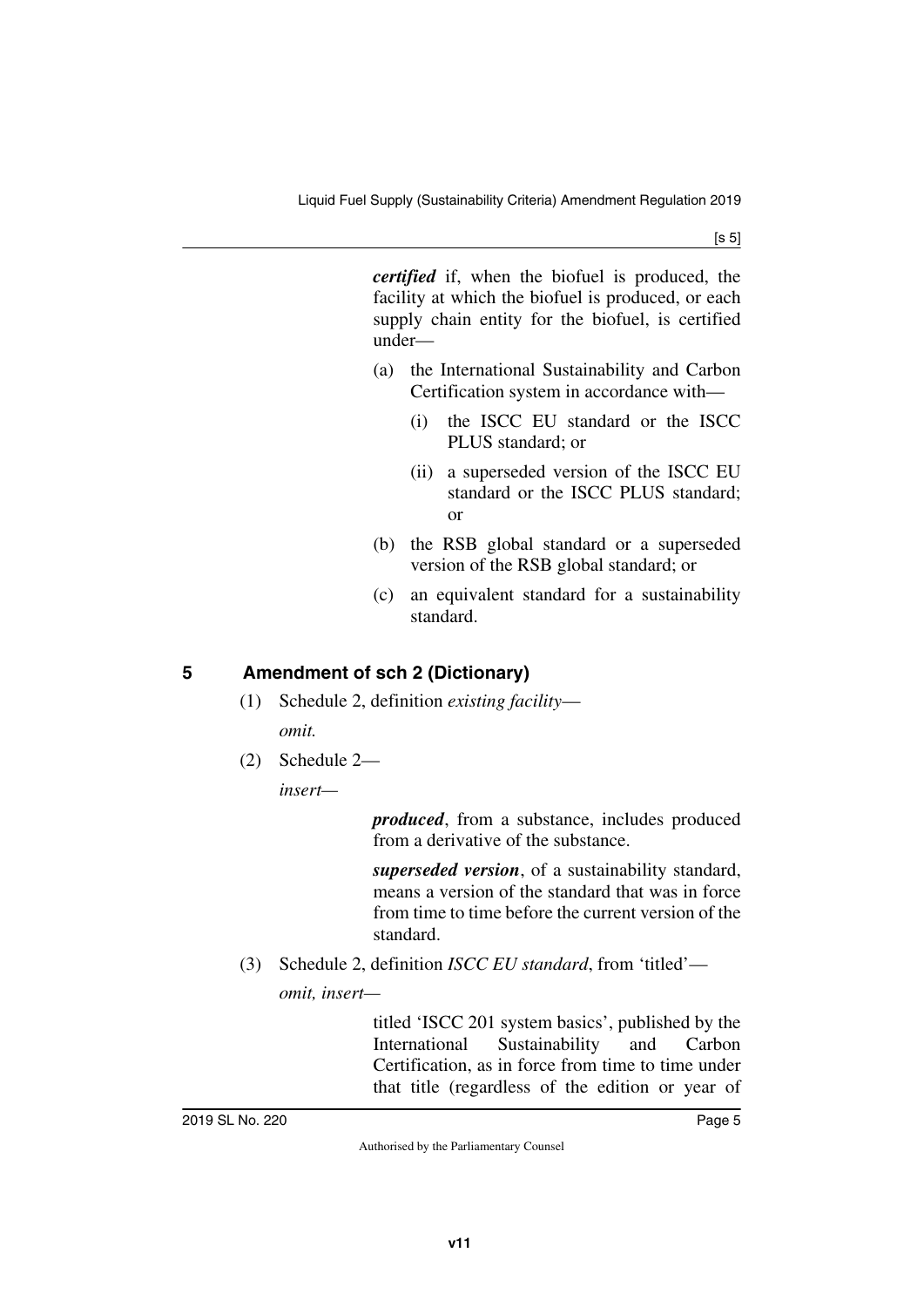***certified*** if, when the biofuel is produced, the facility at which the biofuel is produced, or each supply chain entity for the biofuel, is certified under—

(a) the International Sustainability and Carbon Certification system in accordance with—

(i) the ISCC EU standard or the ISCC PLUS standard; or

(ii) a superseded version of the ISCC EU standard or the ISCC PLUS standard; or

(b) the RSB global standard or a superseded version of the RSB global standard; or

(c) an equivalent standard for a sustainability standard.

## 5 Amendment of sch 2 (Dictionary)

(1) Schedule 2, definition *existing facility*—

*omit.*

(2) Schedule 2—

*insert*—

***produced***, from a substance, includes produced from a derivative of the substance.

***superseded version***, of a sustainability standard, means a version of the standard that was in force from time to time before the current version of the standard.

(3) Schedule 2, definition *ISCC EU standard*, from 'titled'—

*omit, insert*—

titled 'ISCC 201 system basics', published by the International Sustainability and Carbon Certification, as in force from time to time under that title (regardless of the edition or year of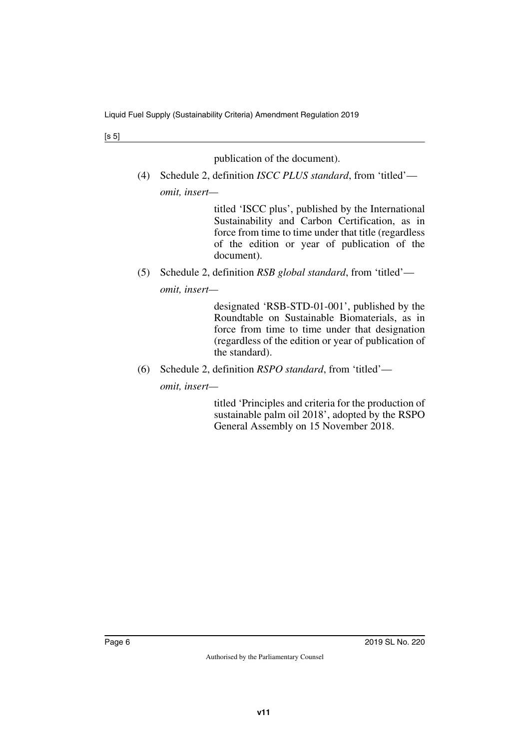publication of the document).

(4) Schedule 2, definition *ISCC PLUS standard*, from 'titled'—

*omit, insert—*

titled 'ISCC plus', published by the International Sustainability and Carbon Certification, as in force from time to time under that title (regardless of the edition or year of publication of the document).

(5) Schedule 2, definition *RSB global standard*, from 'titled'—

*omit, insert—*

designated 'RSB-STD-01-001', published by the Roundtable on Sustainable Biomaterials, as in force from time to time under that designation (regardless of the edition or year of publication of the standard).

(6) Schedule 2, definition *RSPO standard*, from 'titled'—

*omit, insert—*

titled 'Principles and criteria for the production of sustainable palm oil 2018', adopted by the RSPO General Assembly on 15 November 2018.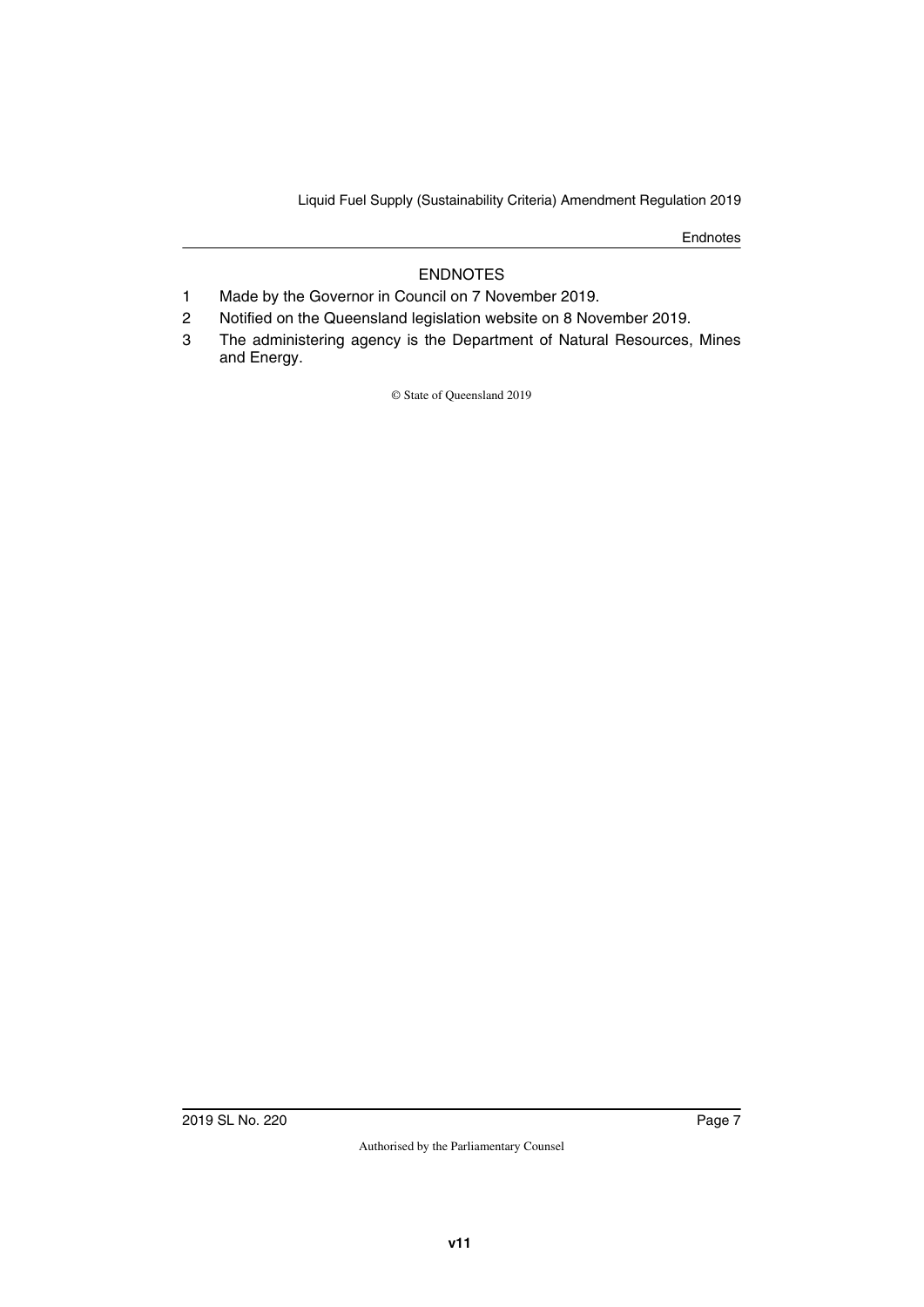## ENDNOTES

1 Made by the Governor in Council on 7 November 2019.

2 Notified on the Queensland legislation website on 8 November 2019.

3 The administering agency is the Department of Natural Resources, Mines and Energy.

© State of Queensland 2019